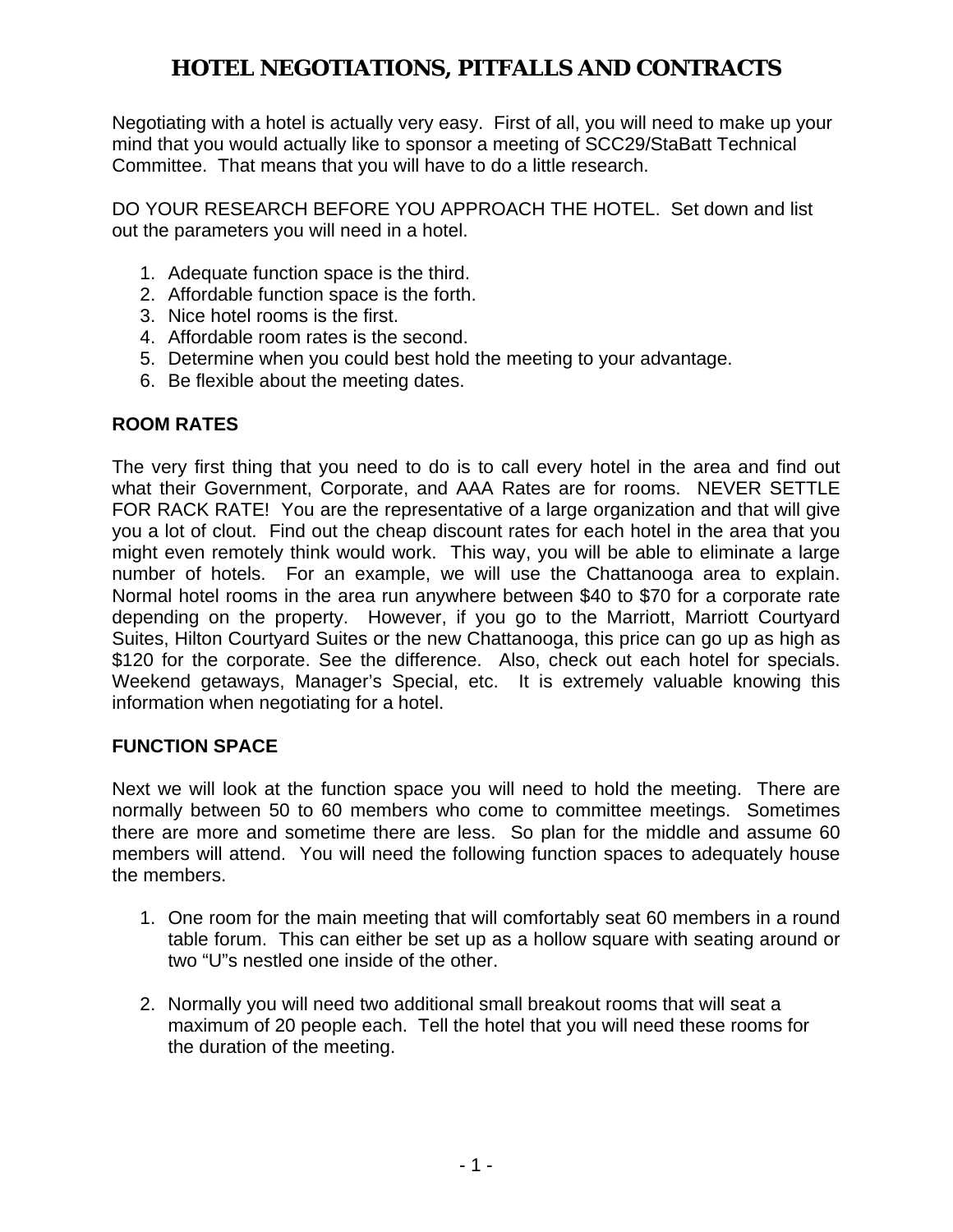# HOTEL NEGOTIATIONS, PITFALLS AND CONTRACTS

Negotiating with a hotel is actually very easy. First of all, you will need to make up your mind that you would actually like to sponsor a meeting of SCC29/StaBatt Technical Committee. That means that you will have to do a little research.

DO YOUR RESEARCH BEFORE YOU APPROACH THE HOTEL. Set down and list out the parameters you will need in a hotel.

1. Adequate function space is the third.
2. Affordable function space is the forth.
3. Nice hotel rooms is the first.
4. Affordable room rates is the second.
5. Determine when you could best hold the meeting to your advantage.
6. Be flexible about the meeting dates.

**ROOM RATES**

The very first thing that you need to do is to call every hotel in the area and find out what their Government, Corporate, and AAA Rates are for rooms. NEVER SETTLE FOR RACK RATE! You are the representative of a large organization and that will give you a lot of clout. Find out the cheap discount rates for each hotel in the area that you might even remotely think would work. This way, you will be able to eliminate a large number of hotels. For an example, we will use the Chattanooga area to explain. Normal hotel rooms in the area run anywhere between $40 to $70 for a corporate rate depending on the property. However, if you go to the Marriott, Marriott Courtyard Suites, Hilton Courtyard Suites or the new Chattanooga, this price can go up as high as $120 for the corporate. See the difference. Also, check out each hotel for specials. Weekend getaways, Manager's Special, etc. It is extremely valuable knowing this information when negotiating for a hotel.

**FUNCTION SPACE**

Next we will look at the function space you will need to hold the meeting. There are normally between 50 to 60 members who come to committee meetings. Sometimes there are more and sometime there are less. So plan for the middle and assume 60 members will attend. You will need the following function spaces to adequately house the members.

1. One room for the main meeting that will comfortably seat 60 members in a round table forum. This can either be set up as a hollow square with seating around or two "U"s nestled one inside of the other.

2. Normally you will need two additional small breakout rooms that will seat a maximum of 20 people each. Tell the hotel that you will need these rooms for the duration of the meeting.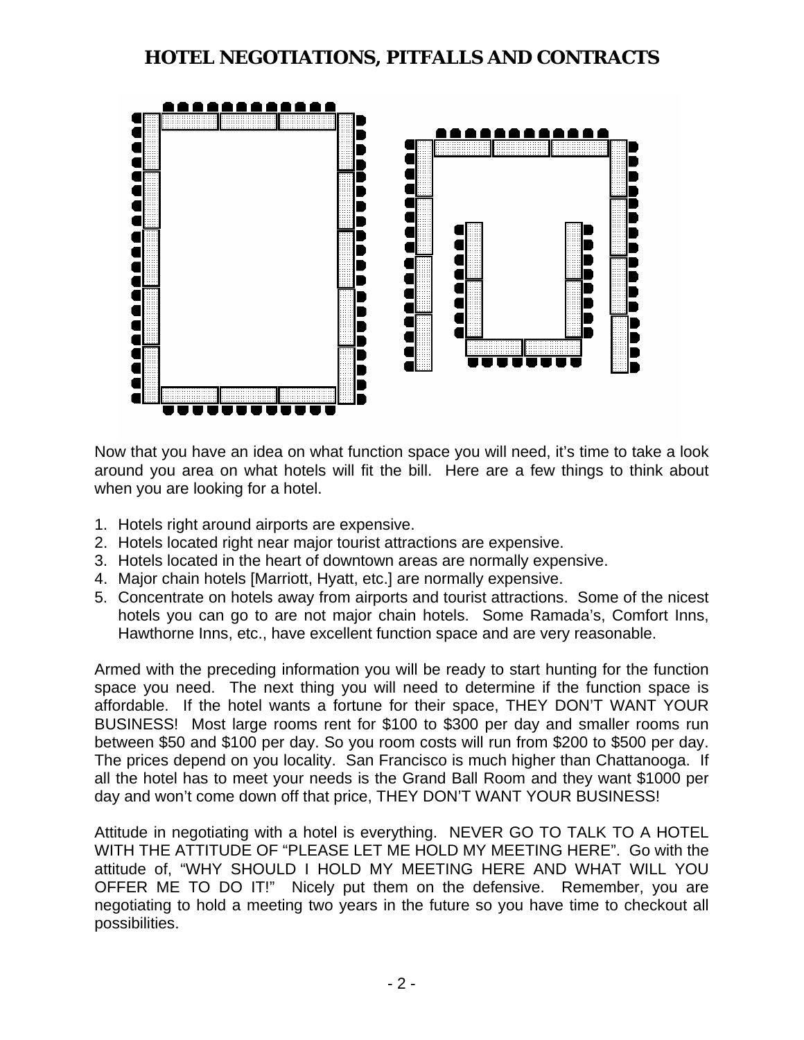# HOTEL NEGOTIATIONS, PITFALLS AND CONTRACTS

Now that you have an idea on what function space you will need, it's time to take a look around you area on what hotels will fit the bill. Here are a few things to think about when you are looking for a hotel.

1. Hotels right around airports are expensive.
2. Hotels located right near major tourist attractions are expensive.
3. Hotels located in the heart of downtown areas are normally expensive.
4. Major chain hotels [Marriott, Hyatt, etc.] are normally expensive.
5. Concentrate on hotels away from airports and tourist attractions. Some of the nicest hotels you can go to are not major chain hotels. Some Ramada's, Comfort Inns, Hawthorne Inns, etc., have excellent function space and are very reasonable.

Armed with the preceding information you will be ready to start hunting for the function space you need. The next thing you will need to determine if the function space is affordable. If the hotel wants a fortune for their space, THEY DON'T WANT YOUR BUSINESS! Most large rooms rent for $100 to $300 per day and smaller rooms run between $50 and $100 per day. So you room costs will run from $200 to $500 per day. The prices depend on you locality. San Francisco is much higher than Chattanooga. If all the hotel has to meet your needs is the Grand Ball Room and they want $1000 per day and won't come down off that price, THEY DON'T WANT YOUR BUSINESS!

Attitude in negotiating with a hotel is everything. NEVER GO TO TALK TO A HOTEL WITH THE ATTITUDE OF "PLEASE LET ME HOLD MY MEETING HERE". Go with the attitude of, "WHY SHOULD I HOLD MY MEETING HERE AND WHAT WILL YOU OFFER ME TO DO IT!" Nicely put them on the defensive. Remember, you are negotiating to hold a meeting two years in the future so you have time to checkout all possibilities.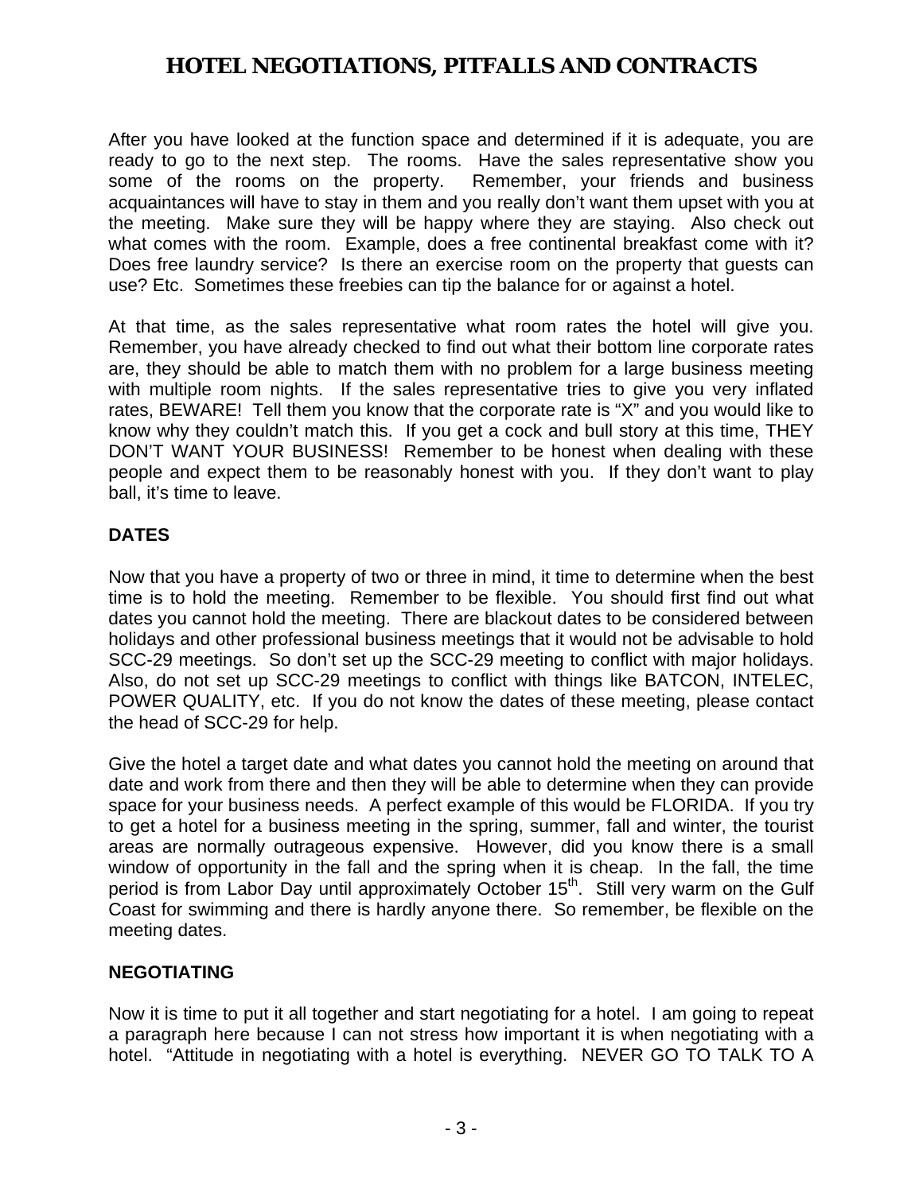After you have looked at the function space and determined if it is adequate, you are ready to go to the next step. The rooms. Have the sales representative show you some of the rooms on the property. Remember, your friends and business acquaintances will have to stay in them and you really don't want them upset with you at the meeting. Make sure they will be happy where they are staying. Also check out what comes with the room. Example, does a free continental breakfast come with it? Does free laundry service? Is there an exercise room on the property that guests can use? Etc. Sometimes these freebies can tip the balance for or against a hotel.

At that time, as the sales representative what room rates the hotel will give you. Remember, you have already checked to find out what their bottom line corporate rates are, they should be able to match them with no problem for a large business meeting with multiple room nights. If the sales representative tries to give you very inflated rates, BEWARE! Tell them you know that the corporate rate is "X" and you would like to know why they couldn't match this. If you get a cock and bull story at this time, THEY DON'T WANT YOUR BUSINESS! Remember to be honest when dealing with these people and expect them to be reasonably honest with you. If they don't want to play ball, it's time to leave.

## DATES

Now that you have a property of two or three in mind, it time to determine when the best time is to hold the meeting. Remember to be flexible. You should first find out what dates you cannot hold the meeting. There are blackout dates to be considered between holidays and other professional business meetings that it would not be advisable to hold SCC-29 meetings. So don't set up the SCC-29 meeting to conflict with major holidays. Also, do not set up SCC-29 meetings to conflict with things like BATCON, INTELEC, POWER QUALITY, etc. If you do not know the dates of these meeting, please contact the head of SCC-29 for help.

Give the hotel a target date and what dates you cannot hold the meeting on around that date and work from there and then they will be able to determine when they can provide space for your business needs. A perfect example of this would be FLORIDA. If you try to get a hotel for a business meeting in the spring, summer, fall and winter, the tourist areas are normally outrageous expensive. However, did you know there is a small window of opportunity in the fall and the spring when it is cheap. In the fall, the time period is from Labor Day until approximately October 15th. Still very warm on the Gulf Coast for swimming and there is hardly anyone there. So remember, be flexible on the meeting dates.

## NEGOTIATING

Now it is time to put it all together and start negotiating for a hotel. I am going to repeat a paragraph here because I can not stress how important it is when negotiating with a hotel. "Attitude in negotiating with a hotel is everything. NEVER GO TO TALK TO A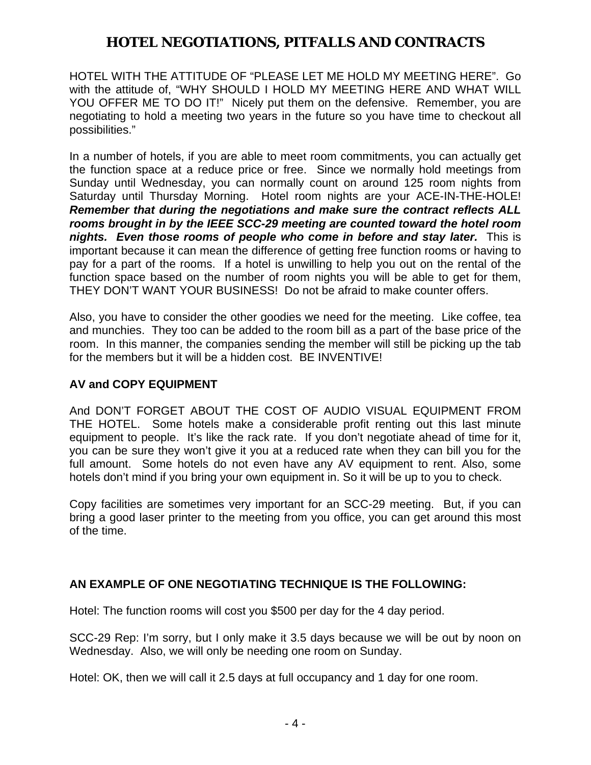# HOTEL NEGOTIATIONS, PITFALLS AND CONTRACTS

HOTEL WITH THE ATTITUDE OF "PLEASE LET ME HOLD MY MEETING HERE". Go with the attitude of, "WHY SHOULD I HOLD MY MEETING HERE AND WHAT WILL YOU OFFER ME TO DO IT!" Nicely put them on the defensive. Remember, you are negotiating to hold a meeting two years in the future so you have time to checkout all possibilities."

In a number of hotels, if you are able to meet room commitments, you can actually get the function space at a reduce price or free. Since we normally hold meetings from Sunday until Wednesday, you can normally count on around 125 room nights from Saturday until Thursday Morning. Hotel room nights are your ACE-IN-THE-HOLE! ***Remember that during the negotiations and make sure the contract reflects ALL rooms brought in by the IEEE SCC-29 meeting are counted toward the hotel room nights. Even those rooms of people who come in before and stay later.*** This is important because it can mean the difference of getting free function rooms or having to pay for a part of the rooms. If a hotel is unwilling to help you out on the rental of the function space based on the number of room nights you will be able to get for them, THEY DON'T WANT YOUR BUSINESS! Do not be afraid to make counter offers.

Also, you have to consider the other goodies we need for the meeting. Like coffee, tea and munchies. They too can be added to the room bill as a part of the base price of the room. In this manner, the companies sending the member will still be picking up the tab for the members but it will be a hidden cost. BE INVENTIVE!

**AV and COPY EQUIPMENT**

And DON'T FORGET ABOUT THE COST OF AUDIO VISUAL EQUIPMENT FROM THE HOTEL. Some hotels make a considerable profit renting out this last minute equipment to people. It's like the rack rate. If you don't negotiate ahead of time for it, you can be sure they won't give it you at a reduced rate when they can bill you for the full amount. Some hotels do not even have any AV equipment to rent. Also, some hotels don't mind if you bring your own equipment in. So it will be up to you to check.

Copy facilities are sometimes very important for an SCC-29 meeting. But, if you can bring a good laser printer to the meeting from you office, you can get around this most of the time.

**AN EXAMPLE OF ONE NEGOTIATING TECHNIQUE IS THE FOLLOWING:**

Hotel: The function rooms will cost you $500 per day for the 4 day period.

SCC-29 Rep: I'm sorry, but I only make it 3.5 days because we will be out by noon on Wednesday. Also, we will only be needing one room on Sunday.

Hotel: OK, then we will call it 2.5 days at full occupancy and 1 day for one room.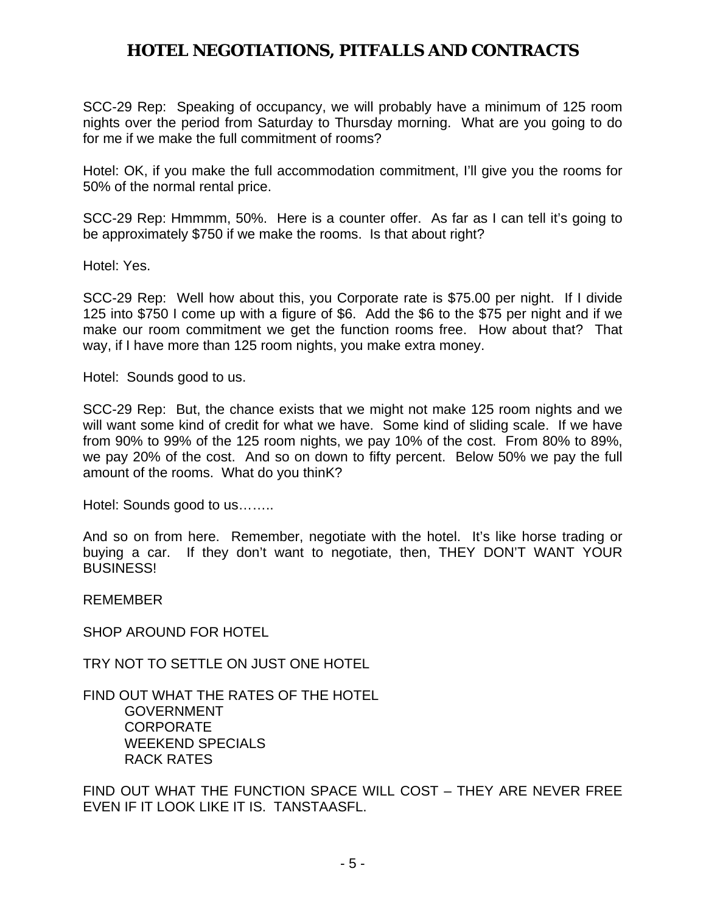SCC-29 Rep: Speaking of occupancy, we will probably have a minimum of 125 room nights over the period from Saturday to Thursday morning. What are you going to do for me if we make the full commitment of rooms?

Hotel: OK, if you make the full accommodation commitment, I'll give you the rooms for 50% of the normal rental price.

SCC-29 Rep: Hmmmm, 50%. Here is a counter offer. As far as I can tell it's going to be approximately $750 if we make the rooms. Is that about right?

Hotel: Yes.

SCC-29 Rep: Well how about this, you Corporate rate is $75.00 per night. If I divide 125 into $750 I come up with a figure of $6. Add the $6 to the $75 per night and if we make our room commitment we get the function rooms free. How about that? That way, if I have more than 125 room nights, you make extra money.

Hotel: Sounds good to us.

SCC-29 Rep: But, the chance exists that we might not make 125 room nights and we will want some kind of credit for what we have. Some kind of sliding scale. If we have from 90% to 99% of the 125 room nights, we pay 10% of the cost. From 80% to 89%, we pay 20% of the cost. And so on down to fifty percent. Below 50% we pay the full amount of the rooms. What do you thinK?

Hotel: Sounds good to us……..

And so on from here. Remember, negotiate with the hotel. It's like horse trading or buying a car. If they don't want to negotiate, then, THEY DON'T WANT YOUR BUSINESS!

REMEMBER

SHOP AROUND FOR HOTEL

TRY NOT TO SETTLE ON JUST ONE HOTEL

FIND OUT WHAT THE RATES OF THE HOTEL
- GOVERNMENT
- CORPORATE
- WEEKEND SPECIALS
- RACK RATES

FIND OUT WHAT THE FUNCTION SPACE WILL COST – THEY ARE NEVER FREE EVEN IF IT LOOK LIKE IT IS. TANSTAASFL.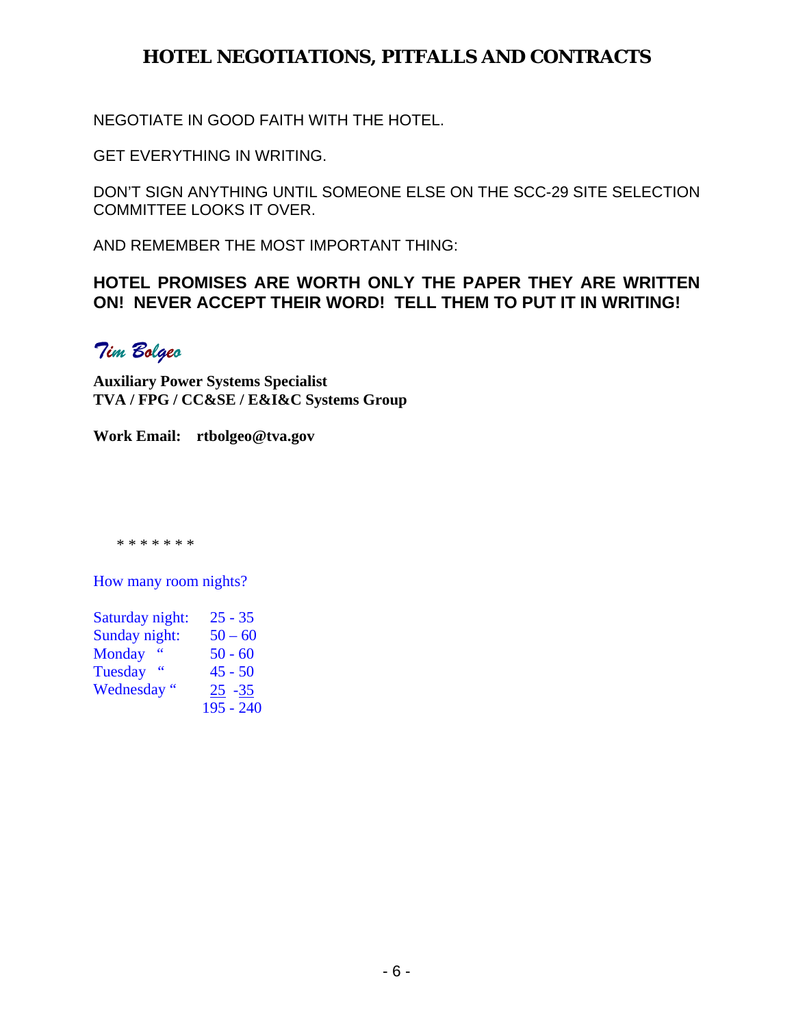# HOTEL NEGOTIATIONS, PITFALLS AND CONTRACTS

NEGOTIATE IN GOOD FAITH WITH THE HOTEL.

GET EVERYTHING IN WRITING.

DON'T SIGN ANYTHING UNTIL SOMEONE ELSE ON THE SCC-29 SITE SELECTION COMMITTEE LOOKS IT OVER.

AND REMEMBER THE MOST IMPORTANT THING:

**HOTEL PROMISES ARE WORTH ONLY THE PAPER THEY ARE WRITTEN ON! NEVER ACCEPT THEIR WORD! TELL THEM TO PUT IT IN WRITING!**

*Tim Bolgeo*

**Auxiliary Power Systems Specialist**
**TVA / FPG / CC&SE / E&I&C Systems Group**

**Work Email: rtbolgeo@tva.gov**

\* \* \* \* \* \* \*

How many room nights?

| | |
|---|---|
| Saturday night: | 25 - 35 |
| Sunday night: | 50 – 60 |
| Monday " | 50 - 60 |
| Tuesday " | 45 - 50 |
| Wednesday " | 25 -35 |
| | 195 - 240 |